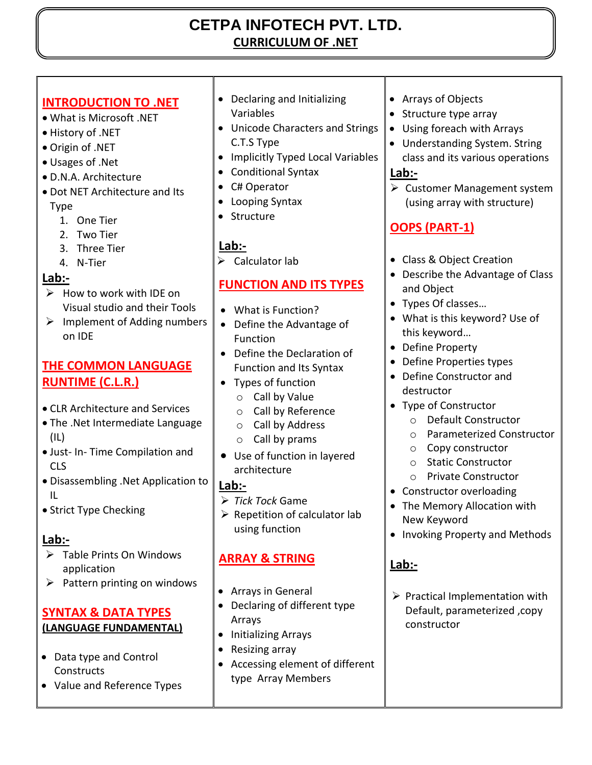# CETPA INFOTECH PVT. LTD.

## CURRICULUM OF .NET

## INTRODUCTION TO .NET

- What is Microsoft .NET
- History of .NET
- Origin of .NET
- Usages of .Net
- D.N.A. Architecture
- Dot NET Architecture and Its Type
  1. One Tier
  2. Two Tier
  3. Three Tier
  4. N-Tier

**Lab:-**

- How to work with IDE on Visual studio and their Tools
- Implement of Adding numbers on IDE

## THE COMMON LANGUAGE RUNTIME (C.L.R.)

- CLR Architecture and Services
- The .Net Intermediate Language (IL)
- Just- In- Time Compilation and CLS
- Disassembling .Net Application to IL
- Strict Type Checking

**Lab:-**

- Table Prints On Windows application
- Pattern printing on windows

## SYNTAX & DATA TYPES

**(LANGUAGE FUNDAMENTAL)**

- Data type and Control Constructs
- Value and Reference Types
- Declaring and Initializing Variables
- Unicode Characters and Strings C.T.S Type
- Implicitly Typed Local Variables
- Conditional Syntax
- C# Operator
- Looping Syntax
- Structure

**Lab:-**

- Calculator lab

## FUNCTION AND ITS TYPES

- What is Function?
- Define the Advantage of Function
- Define the Declaration of Function and Its Syntax
- Types of function
  - Call by Value
  - Call by Reference
  - Call by Address
  - Call by prams
- Use of function in layered architecture

**Lab:-**

- *Tick Tock* Game
- Repetition of calculator lab using function

## ARRAY & STRING

- Arrays in General
- Declaring of different type Arrays
- Initializing Arrays
- Resizing array
- Accessing element of different type Array Members
- Arrays of Objects
- Structure type array
- Using foreach with Arrays
- Understanding System. String class and its various operations

**Lab:-**

- Customer Management system (using array with structure)

## OOPS (PART-1)

- Class & Object Creation
- Describe the Advantage of Class and Object
- Types Of classes…
- What is this keyword? Use of this keyword…
- Define Property
- Define Properties types
- Define Constructor and destructor
- Type of Constructor
  - Default Constructor
  - Parameterized Constructor
  - Copy constructor
  - Static Constructor
  - Private Constructor
- Constructor overloading
- The Memory Allocation with New Keyword
- Invoking Property and Methods

**Lab:-**

- Practical Implementation with Default, parameterized ,copy constructor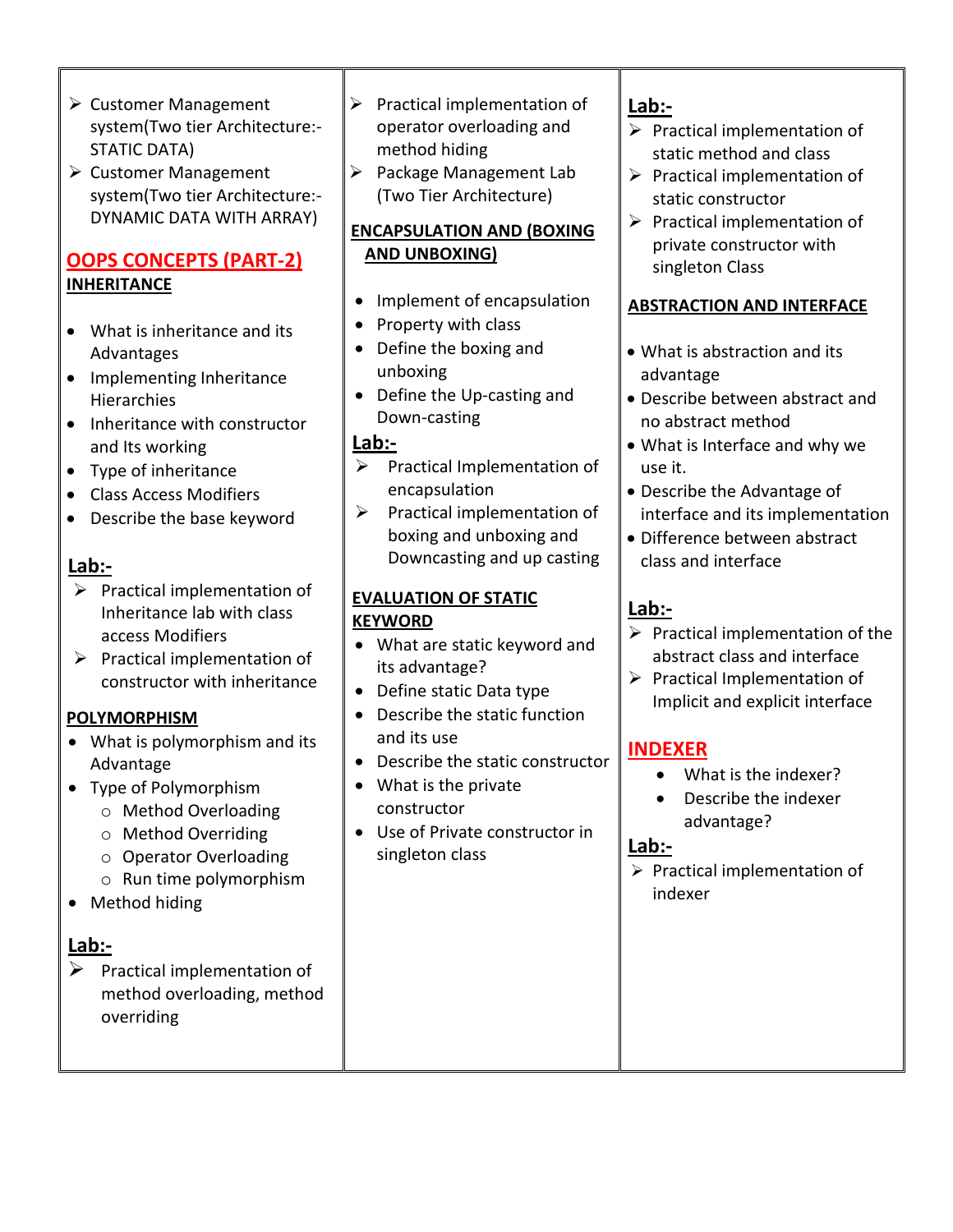- Customer Management system(Two tier Architecture:- STATIC DATA)
- Customer Management system(Two tier Architecture:- DYNAMIC DATA WITH ARRAY)

## OOPS CONCEPTS (PART-2)

### INHERITANCE

- What is inheritance and its Advantages
- Implementing Inheritance Hierarchies
- Inheritance with constructor and Its working
- Type of inheritance
- Class Access Modifiers
- Describe the base keyword

**Lab:-**

- Practical implementation of Inheritance lab with class access Modifiers
- Practical implementation of constructor with inheritance

### POLYMORPHISM

- What is polymorphism and its Advantage
- Type of Polymorphism
  - Method Overloading
  - Method Overriding
  - Operator Overloading
  - Run time polymorphism
- Method hiding

**Lab:-**

- Practical implementation of method overloading, method overriding
- Practical implementation of operator overloading and method hiding
- Package Management Lab (Two Tier Architecture)

### ENCAPSULATION AND (BOXING AND UNBOXING)

- Implement of encapsulation
- Property with class
- Define the boxing and unboxing
- Define the Up-casting and Down-casting

**Lab:-**

- Practical Implementation of encapsulation
- Practical implementation of boxing and unboxing and Downcasting and up casting

### EVALUATION OF STATIC KEYWORD

- What are static keyword and its advantage?
- Define static Data type
- Describe the static function and its use
- Describe the static constructor
- What is the private constructor
- Use of Private constructor in singleton class

**Lab:-**

- Practical implementation of static method and class
- Practical implementation of static constructor
- Practical implementation of private constructor with singleton Class

### ABSTRACTION AND INTERFACE

- What is abstraction and its advantage
- Describe between abstract and no abstract method
- What is Interface and why we use it.
- Describe the Advantage of interface and its implementation
- Difference between abstract class and interface

**Lab:-**

- Practical implementation of the abstract class and interface
- Practical Implementation of Implicit and explicit interface

## INDEXER

- What is the indexer?
- Describe the indexer advantage?

**Lab:-**

- Practical implementation of indexer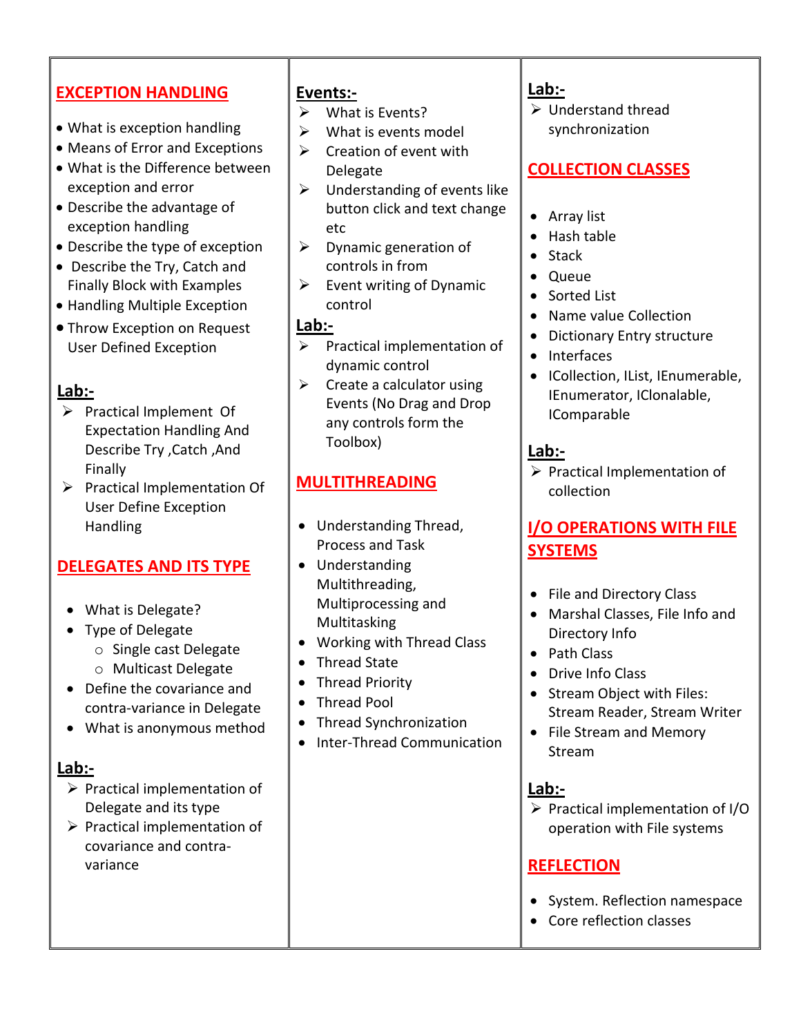## EXCEPTION HANDLING

- What is exception handling
- Means of Error and Exceptions
- What is the Difference between exception and error
- Describe the advantage of exception handling
- Describe the type of exception
- Describe the Try, Catch and Finally Block with Examples
- Handling Multiple Exception
- Throw Exception on Request User Defined Exception

### Lab:-

- Practical Implement Of Expectation Handling And Describe Try ,Catch ,And Finally
- Practical Implementation Of User Define Exception Handling

## DELEGATES AND ITS TYPE

- What is Delegate?
- Type of Delegate
  - Single cast Delegate
  - Multicast Delegate
- Define the covariance and contra-variance in Delegate
- What is anonymous method

### Lab:-

- Practical implementation of Delegate and its type
- Practical implementation of covariance and contra-variance

### Events:-

- What is Events?
- What is events model
- Creation of event with Delegate
- Understanding of events like button click and text change etc
- Dynamic generation of controls in from
- Event writing of Dynamic control

### Lab:-

- Practical implementation of dynamic control
- Create a calculator using Events (No Drag and Drop any controls form the Toolbox)

## MULTITHREADING

- Understanding Thread, Process and Task
- Understanding Multithreading, Multiprocessing and Multitasking
- Working with Thread Class
- Thread State
- Thread Priority
- Thread Pool
- Thread Synchronization
- Inter-Thread Communication

### Lab:-

- Understand thread synchronization

## COLLECTION CLASSES

- Array list
- Hash table
- Stack
- Queue
- Sorted List
- Name value Collection
- Dictionary Entry structure
- Interfaces
- ICollection, IList, IEnumerable, IEnumerator, IClonalable, IComparable

### Lab:-

- Practical Implementation of collection

## I/O OPERATIONS WITH FILE SYSTEMS

- File and Directory Class
- Marshal Classes, File Info and Directory Info
- Path Class
- Drive Info Class
- Stream Object with Files: Stream Reader, Stream Writer
- File Stream and Memory Stream

### Lab:-

- Practical implementation of I/O operation with File systems

## REFLECTION

- System. Reflection namespace
- Core reflection classes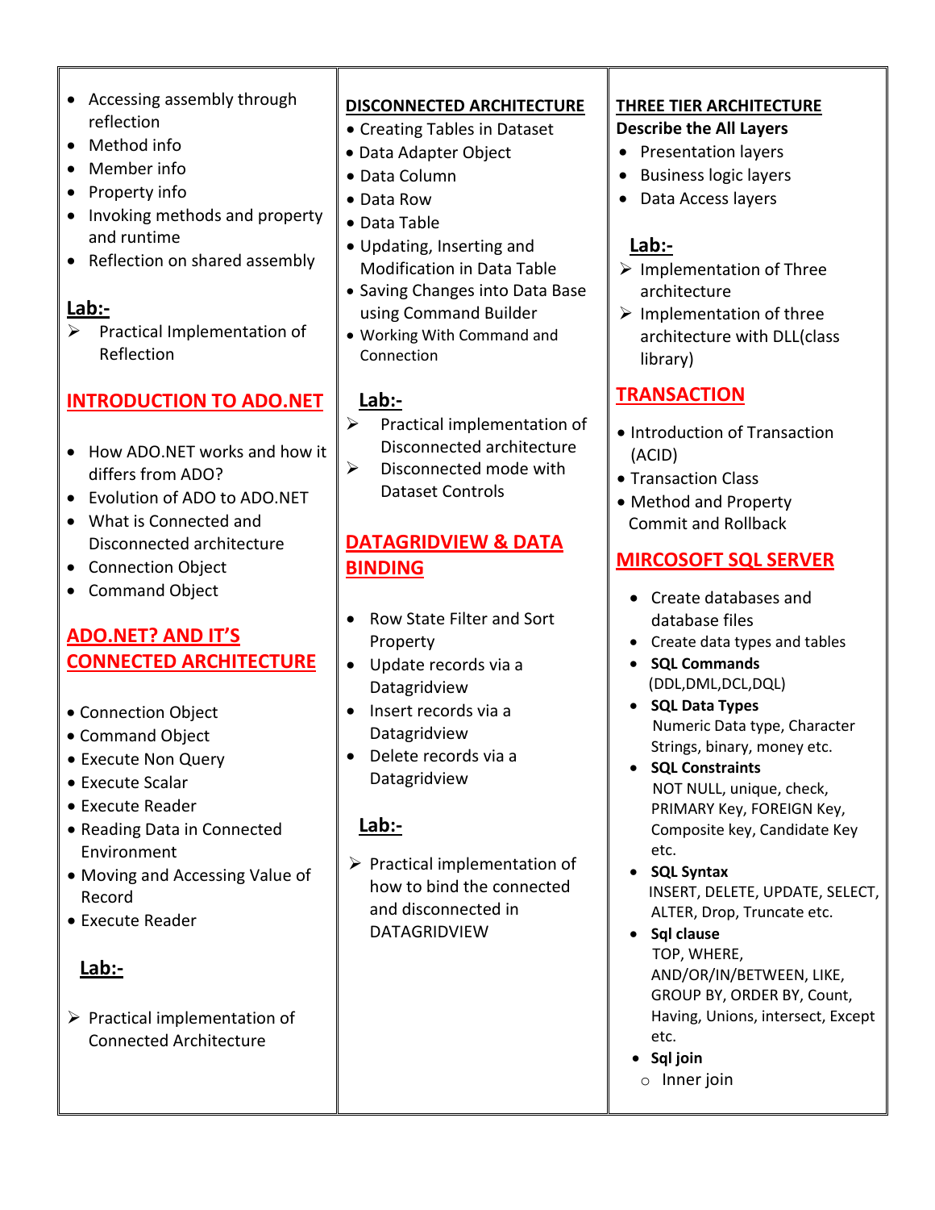- Accessing assembly through reflection
- Method info
- Member info
- Property info
- Invoking methods and property and runtime
- Reflection on shared assembly

**Lab:-**

- Practical Implementation of Reflection

## INTRODUCTION TO ADO.NET

- How ADO.NET works and how it differs from ADO?
- Evolution of ADO to ADO.NET
- What is Connected and Disconnected architecture
- Connection Object
- Command Object

## ADO.NET? AND IT'S CONNECTED ARCHITECTURE

- Connection Object
- Command Object
- Execute Non Query
- Execute Scalar
- Execute Reader
- Reading Data in Connected Environment
- Moving and Accessing Value of Record
- Execute Reader

**Lab:-**

- Practical implementation of Connected Architecture

## DISCONNECTED ARCHITECTURE

- Creating Tables in Dataset
- Data Adapter Object
- Data Column
- Data Row
- Data Table
- Updating, Inserting and Modification in Data Table
- Saving Changes into Data Base using Command Builder
- Working With Command and Connection

**Lab:-**

- Practical implementation of Disconnected architecture
- Disconnected mode with Dataset Controls

## DATAGRIDVIEW & DATA BINDING

- Row State Filter and Sort Property
- Update records via a Datagridview
- Insert records via a Datagridview
- Delete records via a Datagridview

**Lab:-**

- Practical implementation of how to bind the connected and disconnected in DATAGRIDVIEW

## THREE TIER ARCHITECTURE

**Describe the All Layers**

- Presentation layers
- Business logic layers
- Data Access layers

**Lab:-**

- Implementation of Three architecture
- Implementation of three architecture with DLL(class library)

## TRANSACTION

- Introduction of Transaction (ACID)
- Transaction Class
- Method and Property Commit and Rollback

## MIRCOSOFT SQL SERVER

- Create databases and database files
- Create data types and tables
- **SQL Commands** (DDL,DML,DCL,DQL)
- **SQL Data Types** Numeric Data type, Character Strings, binary, money etc.
- **SQL Constraints** NOT NULL, unique, check, PRIMARY Key, FOREIGN Key, Composite key, Candidate Key etc.
- **SQL Syntax** INSERT, DELETE, UPDATE, SELECT, ALTER, Drop, Truncate etc.
- **Sql clause** TOP, WHERE, AND/OR/IN/BETWEEN, LIKE, GROUP BY, ORDER BY, Count, Having, Unions, intersect, Except etc.
- **Sql join**
  - Inner join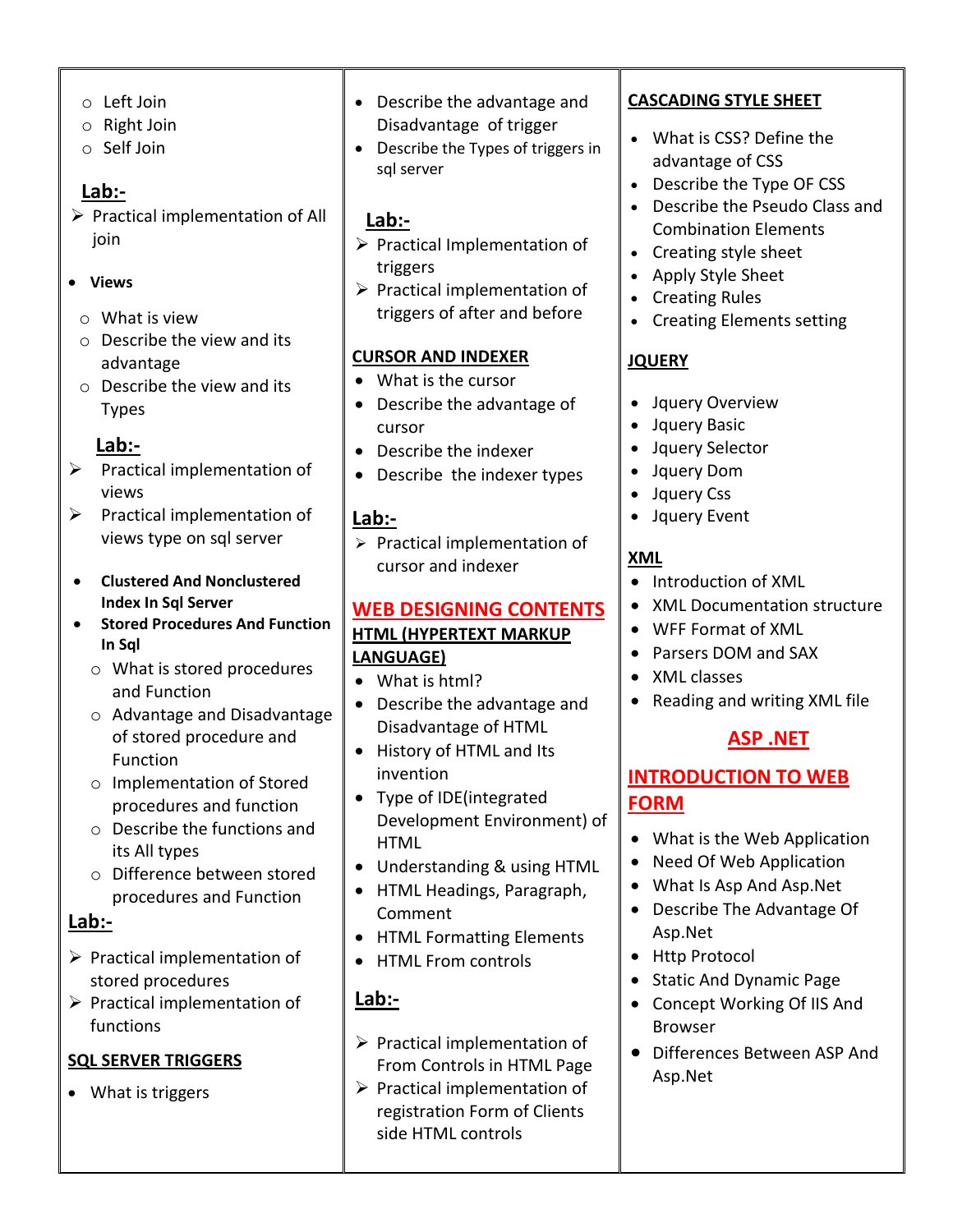- Left Join
- Right Join
- Self Join

**Lab:-**

- Practical implementation of All join

- **Views**
  - What is view
  - Describe the view and its advantage
  - Describe the view and its Types

**Lab:-**

- Practical implementation of views
- Practical implementation of views type on sql server

- **Clustered And Nonclustered Index In Sql Server**
- **Stored Procedures And Function In Sql**
  - What is stored procedures and Function
  - Advantage and Disadvantage of stored procedure and Function
  - Implementation of Stored procedures and function
  - Describe the functions and its All types
  - Difference between stored procedures and Function

**Lab:-**

- Practical implementation of stored procedures
- Practical implementation of functions

**SQL SERVER TRIGGERS**

- What is triggers
- Describe the advantage and Disadvantage of trigger
- Describe the Types of triggers in sql server

**Lab:-**

- Practical Implementation of triggers
- Practical implementation of triggers of after and before

**CURSOR AND INDEXER**

- What is the cursor
- Describe the advantage of cursor
- Describe the indexer
- Describe the indexer types

**Lab:-**

- Practical implementation of cursor and indexer

# WEB DESIGNING CONTENTS

## HTML (HYPERTEXT MARKUP LANGUAGE)

- What is html?
- Describe the advantage and Disadvantage of HTML
- History of HTML and Its invention
- Type of IDE(integrated Development Environment) of HTML
- Understanding & using HTML
- HTML Headings, Paragraph, Comment
- HTML Formatting Elements
- HTML From controls

**Lab:-**

- Practical implementation of From Controls in HTML Page
- Practical implementation of registration Form of Clients side HTML controls

## CASCADING STYLE SHEET

- What is CSS? Define the advantage of CSS
- Describe the Type OF CSS
- Describe the Pseudo Class and Combination Elements
- Creating style sheet
- Apply Style Sheet
- Creating Rules
- Creating Elements setting

## JQUERY

- Jquery Overview
- Jquery Basic
- Jquery Selector
- Jquery Dom
- Jquery Css
- Jquery Event

## XML

- Introduction of XML
- XML Documentation structure
- WFF Format of XML
- Parsers DOM and SAX
- XML classes
- Reading and writing XML file

# ASP .NET

## INTRODUCTION TO WEB FORM

- What is the Web Application
- Need Of Web Application
- What Is Asp And Asp.Net
- Describe The Advantage Of Asp.Net
- Http Protocol
- Static And Dynamic Page
- Concept Working Of IIS And Browser
- Differences Between ASP And Asp.Net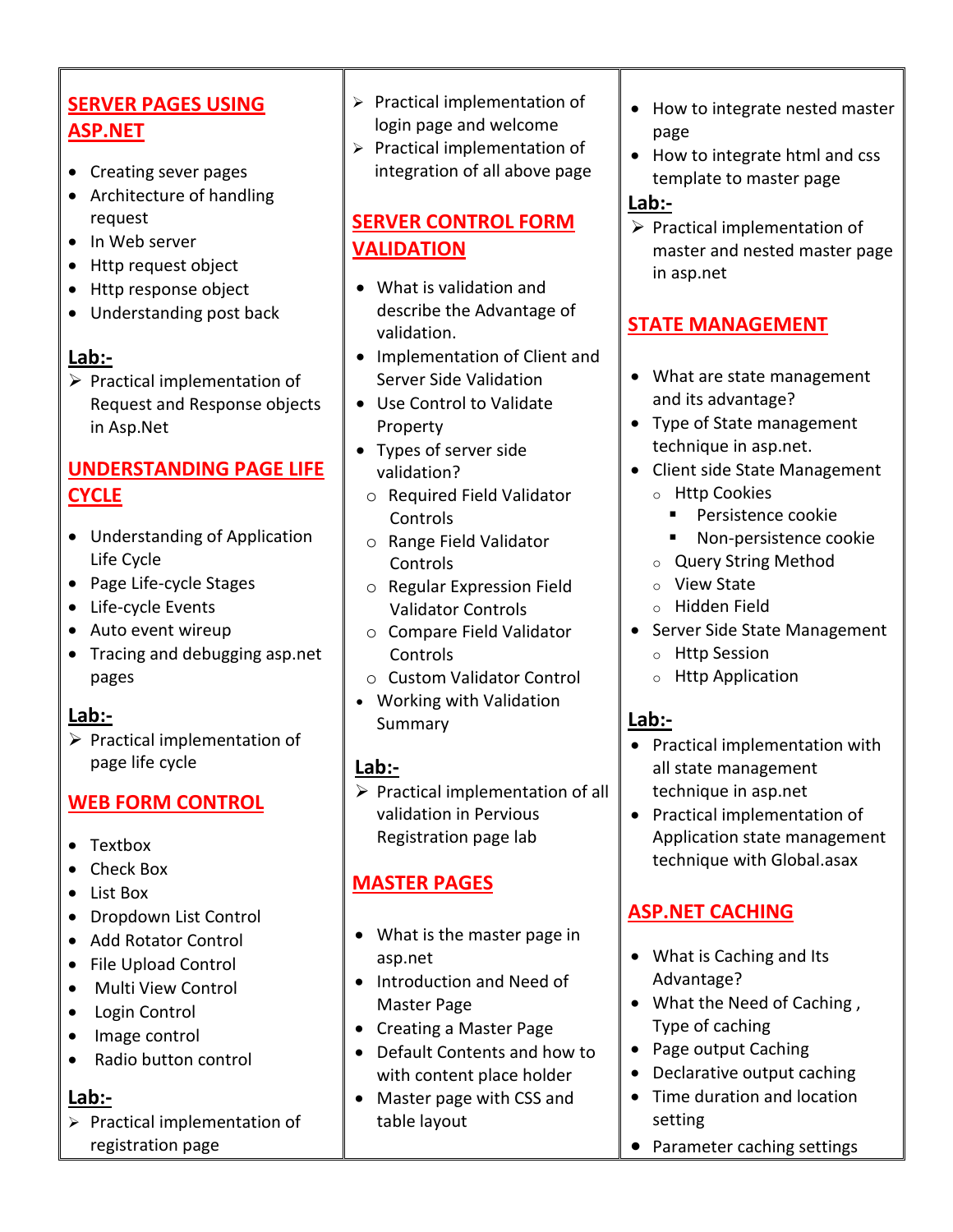## SERVER PAGES USING ASP.NET

- Creating sever pages
- Architecture of handling request
- In Web server
- Http request object
- Http response object
- Understanding post back

**Lab:-**

- Practical implementation of Request and Response objects in Asp.Net

## UNDERSTANDING PAGE LIFE CYCLE

- Understanding of Application Life Cycle
- Page Life-cycle Stages
- Life-cycle Events
- Auto event wireup
- Tracing and debugging asp.net pages

**Lab:-**

- Practical implementation of page life cycle

## WEB FORM CONTROL

- Textbox
- Check Box
- List Box
- Dropdown List Control
- Add Rotator Control
- File Upload Control
- Multi View Control
- Login Control
- Image control
- Radio button control

**Lab:-**

- Practical implementation of registration page
- Practical implementation of login page and welcome
- Practical implementation of integration of all above page

## SERVER CONTROL FORM VALIDATION

- What is validation and describe the Advantage of validation.
- Implementation of Client and Server Side Validation
- Use Control to Validate Property
- Types of server side validation?
  - Required Field Validator Controls
  - Range Field Validator Controls
  - Regular Expression Field Validator Controls
  - Compare Field Validator Controls
  - Custom Validator Control
- Working with Validation Summary

**Lab:-**

- Practical implementation of all validation in Pervious Registration page lab

## MASTER PAGES

- What is the master page in asp.net
- Introduction and Need of Master Page
- Creating a Master Page
- Default Contents and how to with content place holder
- Master page with CSS and table layout
- How to integrate nested master page
- How to integrate html and css template to master page

**Lab:-**

- Practical implementation of master and nested master page in asp.net

## STATE MANAGEMENT

- What are state management and its advantage?
- Type of State management technique in asp.net.
- Client side State Management
  - Http Cookies
    - Persistence cookie
    - Non-persistence cookie
  - Query String Method
  - View State
  - Hidden Field
- Server Side State Management
  - Http Session
  - Http Application

**Lab:-**

- Practical implementation with all state management technique in asp.net
- Practical implementation of Application state management technique with Global.asax

## ASP.NET CACHING

- What is Caching and Its Advantage?
- What the Need of Caching , Type of caching
- Page output Caching
- Declarative output caching
- Time duration and location setting
- Parameter caching settings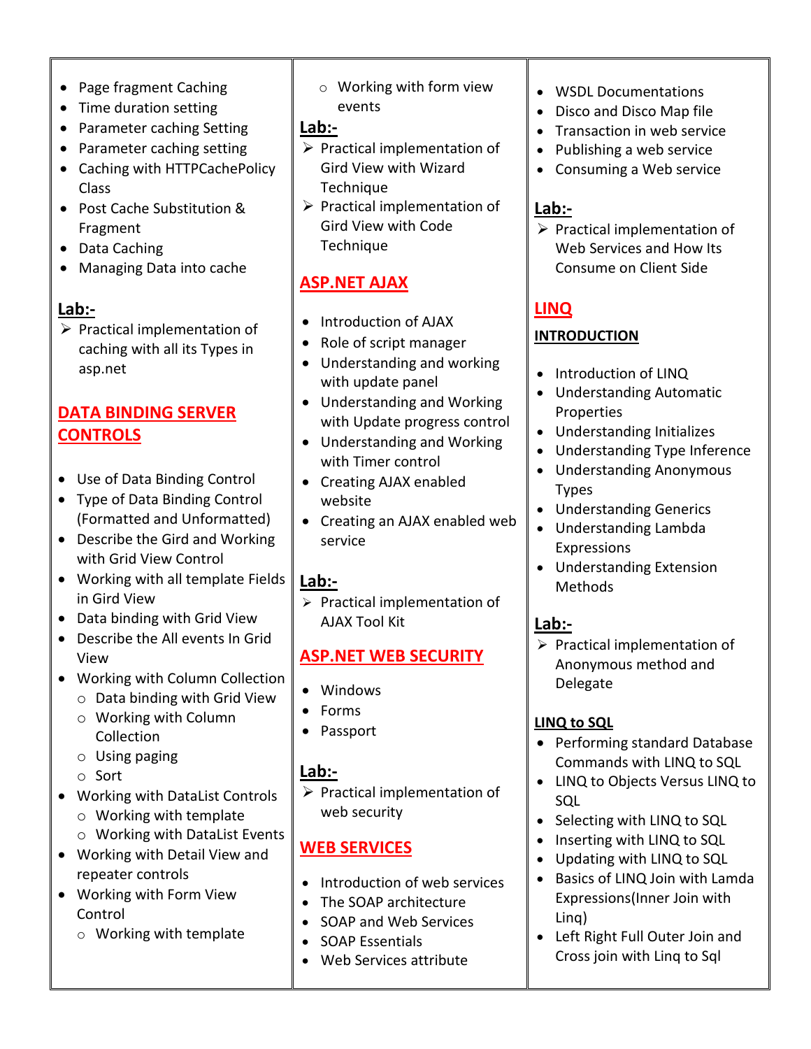- Page fragment Caching
- Time duration setting
- Parameter caching Setting
- Parameter caching setting
- Caching with HTTPCachePolicy Class
- Post Cache Substitution & Fragment
- Data Caching
- Managing Data into cache

**Lab:-**

- Practical implementation of caching with all its Types in asp.net

## DATA BINDING SERVER CONTROLS

- Use of Data Binding Control
- Type of Data Binding Control (Formatted and Unformatted)
- Describe the Gird and Working with Grid View Control
- Working with all template Fields in Gird View
- Data binding with Grid View
- Describe the All events In Grid View
- Working with Column Collection
  - Data binding with Grid View
  - Working with Column Collection
  - Using paging
  - Sort
- Working with DataList Controls
  - Working with template
  - Working with DataList Events
- Working with Detail View and repeater controls
- Working with Form View Control
  - Working with template
  - Working with form view events

**Lab:-**

- Practical implementation of Gird View with Wizard Technique
- Practical implementation of Gird View with Code Technique

## ASP.NET AJAX

- Introduction of AJAX
- Role of script manager
- Understanding and working with update panel
- Understanding and Working with Update progress control
- Understanding and Working with Timer control
- Creating AJAX enabled website
- Creating an AJAX enabled web service

**Lab:-**

- Practical implementation of AJAX Tool Kit

## ASP.NET WEB SECURITY

- Windows
- Forms
- Passport

**Lab:-**

- Practical implementation of web security

## WEB SERVICES

- Introduction of web services
- The SOAP architecture
- SOAP and Web Services
- SOAP Essentials
- Web Services attribute
- WSDL Documentations
- Disco and Disco Map file
- Transaction in web service
- Publishing a web service
- Consuming a Web service

**Lab:-**

- Practical implementation of Web Services and How Its Consume on Client Side

## LINQ

### INTRODUCTION

- Introduction of LINQ
- Understanding Automatic Properties
- Understanding Initializes
- Understanding Type Inference
- Understanding Anonymous Types
- Understanding Generics
- Understanding Lambda Expressions
- Understanding Extension Methods

**Lab:-**

- Practical implementation of Anonymous method and Delegate

### LINQ to SQL

- Performing standard Database Commands with LINQ to SQL
- LINQ to Objects Versus LINQ to SQL
- Selecting with LINQ to SQL
- Inserting with LINQ to SQL
- Updating with LINQ to SQL
- Basics of LINQ Join with Lamda Expressions(Inner Join with Linq)
- Left Right Full Outer Join and Cross join with Linq to Sql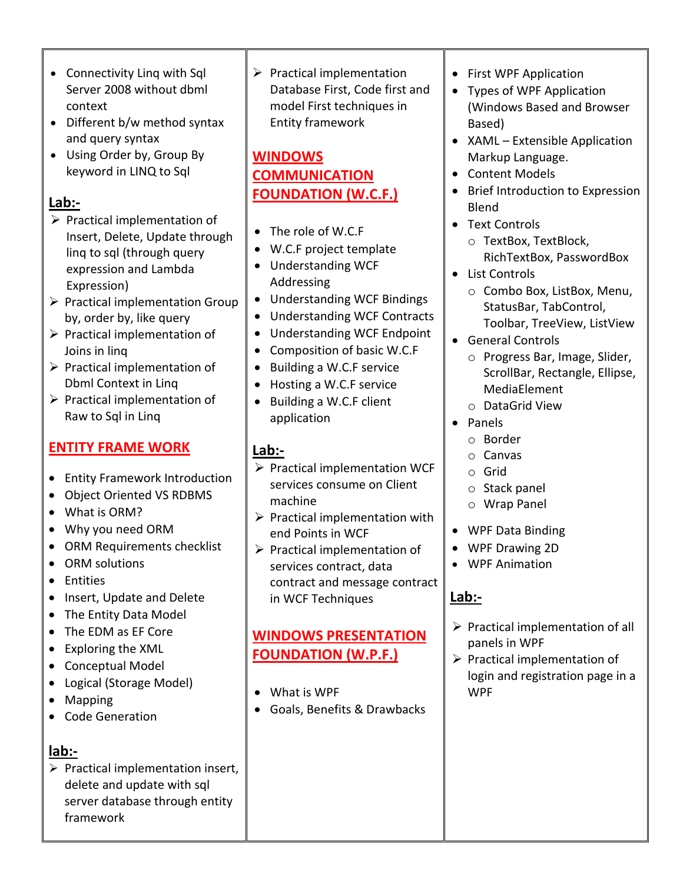- Connectivity Linq with Sql Server 2008 without dbml context
- Different b/w method syntax and query syntax
- Using Order by, Group By keyword in LINQ to Sql

**Lab:-**

- Practical implementation of Insert, Delete, Update through linq to sql (through query expression and Lambda Expression)
- Practical implementation Group by, order by, like query
- Practical implementation of Joins in linq
- Practical implementation of Dbml Context in Linq
- Practical implementation of Raw to Sql in Linq

## ENTITY FRAME WORK

- Entity Framework Introduction
- Object Oriented VS RDBMS
- What is ORM?
- Why you need ORM
- ORM Requirements checklist
- ORM solutions
- Entities
- Insert, Update and Delete
- The Entity Data Model
- The EDM as EF Core
- Exploring the XML
- Conceptual Model
- Logical (Storage Model)
- Mapping
- Code Generation

**lab:-**

- Practical implementation insert, delete and update with sql server database through entity framework
- Practical implementation Database First, Code first and model First techniques in Entity framework

## WINDOWS COMMUNICATION FOUNDATION (W.C.F.)

- The role of W.C.F
- W.C.F project template
- Understanding WCF Addressing
- Understanding WCF Bindings
- Understanding WCF Contracts
- Understanding WCF Endpoint
- Composition of basic W.C.F
- Building a W.C.F service
- Hosting a W.C.F service
- Building a W.C.F client application

**Lab:-**

- Practical implementation WCF services consume on Client machine
- Practical implementation with end Points in WCF
- Practical implementation of services contract, data contract and message contract in WCF Techniques

## WINDOWS PRESENTATION FOUNDATION (W.P.F.)

- What is WPF
- Goals, Benefits & Drawbacks
- First WPF Application
- Types of WPF Application (Windows Based and Browser Based)
- XAML – Extensible Application Markup Language.
- Content Models
- Brief Introduction to Expression Blend
- Text Controls
  - TextBox, TextBlock, RichTextBox, PasswordBox
- List Controls
  - Combo Box, ListBox, Menu, StatusBar, TabControl, Toolbar, TreeView, ListView
- General Controls
  - Progress Bar, Image, Slider, ScrollBar, Rectangle, Ellipse, MediaElement
  - DataGrid View
- Panels
  - Border
  - Canvas
  - Grid
  - Stack panel
  - Wrap Panel
- WPF Data Binding
- WPF Drawing 2D
- WPF Animation

**Lab:-**

- Practical implementation of all panels in WPF
- Practical implementation of login and registration page in a WPF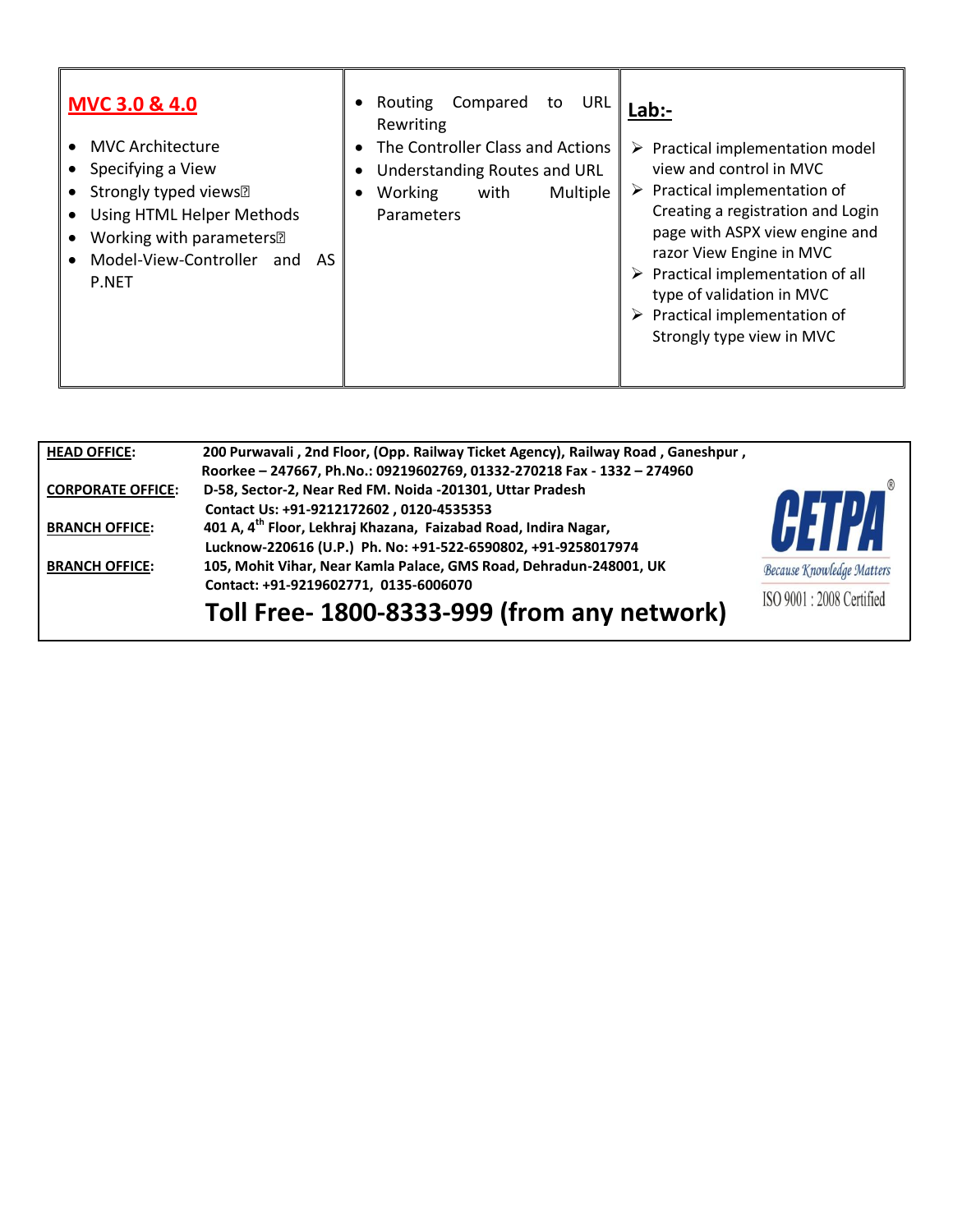| | | |
|---|---|---|
| **MVC 3.0 & 4.0**<br>• MVC Architecture<br>• Specifying a View<br>• Strongly typed views<br>• Using HTML Helper Methods<br>• Working with parameters<br>• Model-View-Controller and AS P.NET | • Routing Compared to URL Rewriting<br>• The Controller Class and Actions<br>• Understanding Routes and URL<br>• Working with Multiple Parameters | **Lab:-**<br>➢ Practical implementation model view and control in MVC<br>➢ Practical implementation of Creating a registration and Login page with ASPX view engine and razor View Engine in MVC<br>➢ Practical implementation of all type of validation in MVC<br>➢ Practical implementation of Strongly type view in MVC |

| | |
|---|---|
| **HEAD OFFICE:** | **200 Purwavali , 2nd Floor, (Opp. Railway Ticket Agency), Railway Road , Ganeshpur , Roorkee – 247667, Ph.No.: 09219602769, 01332-270218 Fax - 1332 – 274960** |
| **CORPORATE OFFICE:** | **D-58, Sector-2, Near Red FM. Noida -201301, Uttar Pradesh Contact Us: +91-9212172602 , 0120-4535353** |
| **BRANCH OFFICE:** | **401 A, 4th Floor, Lekhraj Khazana, Faizabad Road, Indira Nagar, Lucknow-220616 (U.P.) Ph. No: +91-522-6590802, +91-9258017974** |
| **BRANCH OFFICE:** | **105, Mohit Vihar, Near Kamla Palace, GMS Road, Dehradun-248001, UK Contact: +91-9219602771, 0135-6006070** |

**Toll Free- 1800-8333-999 (from any network)**

CETPA®

*Because Knowledge Matters*

ISO 9001 : 2008 Certified